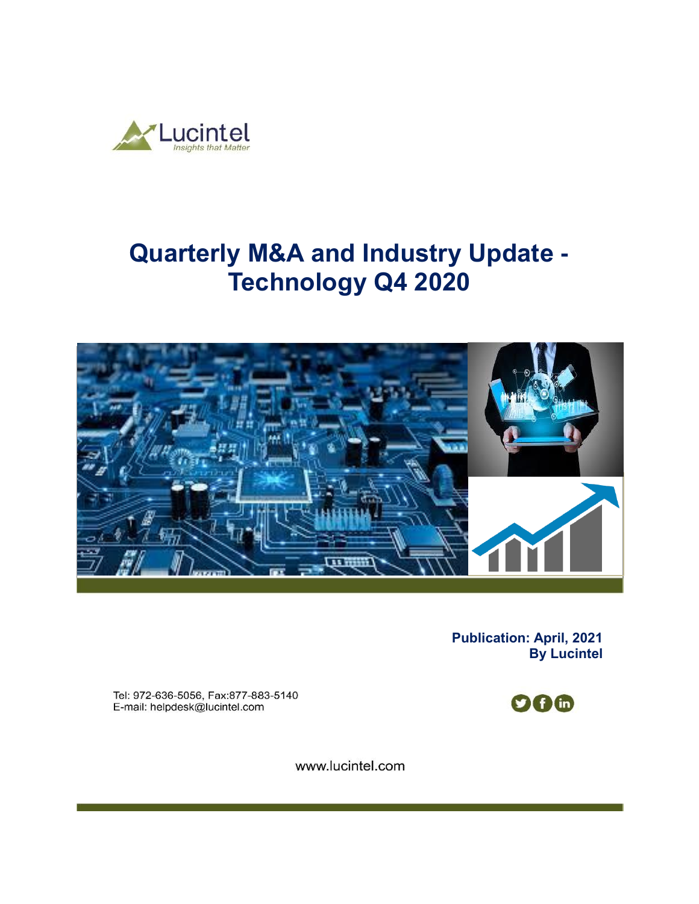Lucintel

*Insights that Matter*

# Quarterly M&A and Industry Update - Technology Q4 2020

**Publication: April, 2021**
**By Lucintel**

Tel: 972-636-5056, Fax:877-883-5140
E-mail: helpdesk@lucintel.com

www.lucintel.com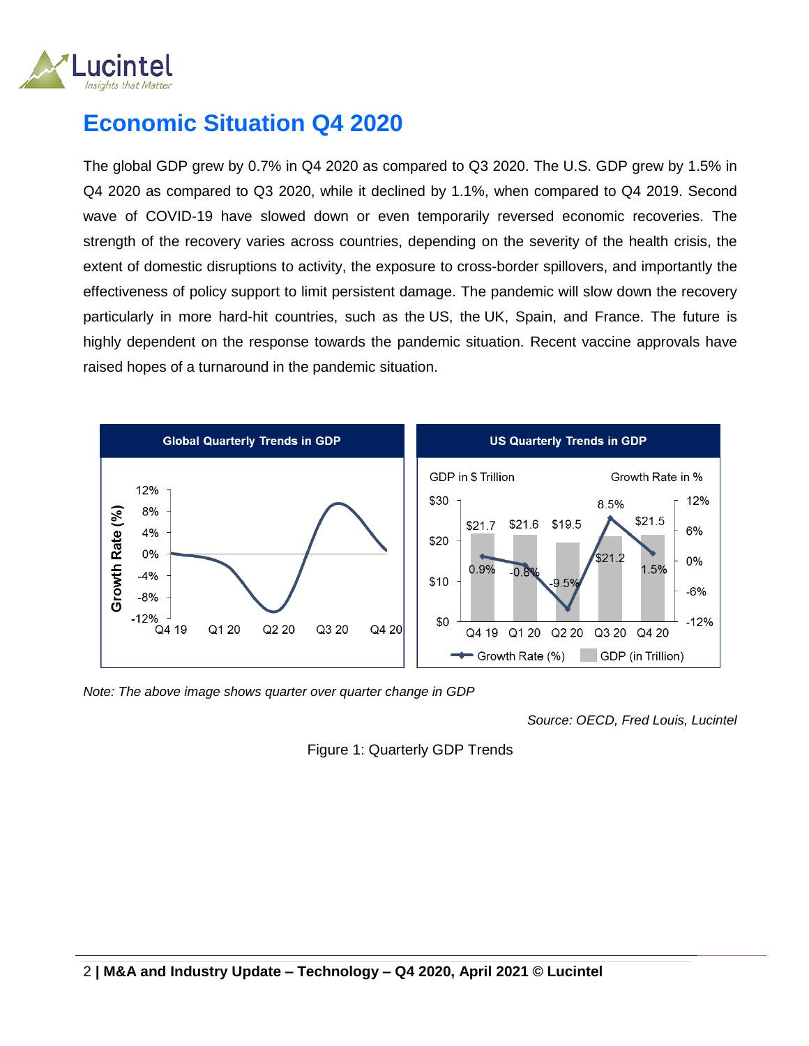# Economic Situation Q4 2020

The global GDP grew by 0.7% in Q4 2020 as compared to Q3 2020. The U.S. GDP grew by 1.5% in Q4 2020 as compared to Q3 2020, while it declined by 1.1%, when compared to Q4 2019. Second wave of COVID-19 have slowed down or even temporarily reversed economic recoveries. The strength of the recovery varies across countries, depending on the severity of the health crisis, the extent of domestic disruptions to activity, the exposure to cross-border spillovers, and importantly the effectiveness of policy support to limit persistent damage. The pandemic will slow down the recovery particularly in more hard-hit countries, such as the US, the UK, Spain, and France. The future is highly dependent on the response towards the pandemic situation. Recent vaccine approvals have raised hopes of a turnaround in the pandemic situation.

**Global Quarterly Trends in GDP**

**US Quarterly Trends in GDP**

| Quarter | GDP in $ Trillion | Growth Rate in % |
|---|---|---|
| Q4 19 | $21.7 | 0.9% |
| Q1 20 | $21.6 | -0.8% |
| Q2 20 | $19.5 | -9.5% |
| Q3 20 | $21.2 | 8.5% |
| Q4 20 | $21.5 | 1.5% |

*Note: The above image shows quarter over quarter change in GDP*

*Source: OECD, Fred Louis, Lucintel*

Figure 1: Quarterly GDP Trends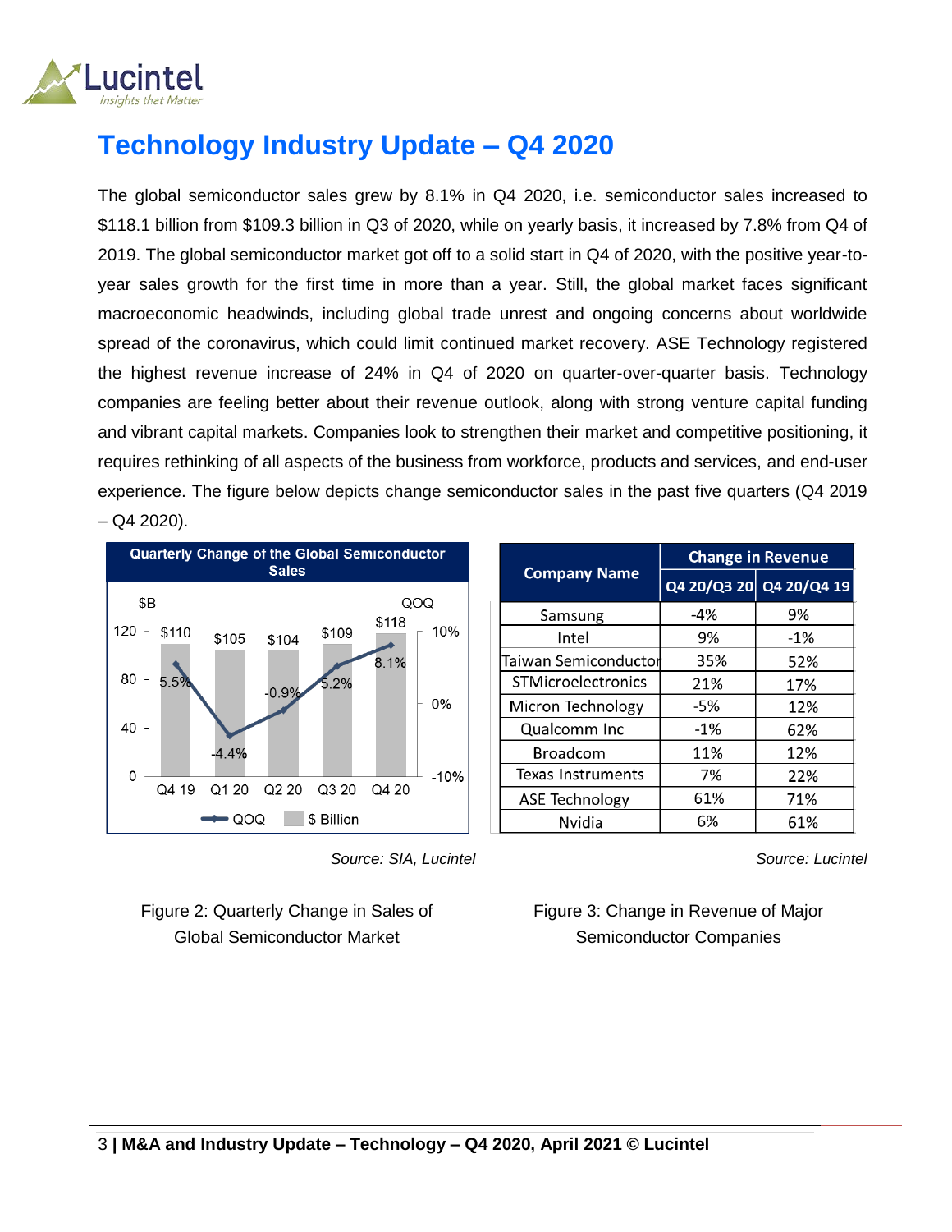# Technology Industry Update – Q4 2020

The global semiconductor sales grew by 8.1% in Q4 2020, i.e. semiconductor sales increased to $118.1 billion from $109.3 billion in Q3 of 2020, while on yearly basis, it increased by 7.8% from Q4 of 2019. The global semiconductor market got off to a solid start in Q4 of 2020, with the positive year-to-year sales growth for the first time in more than a year. Still, the global market faces significant macroeconomic headwinds, including global trade unrest and ongoing concerns about worldwide spread of the coronavirus, which could limit continued market recovery. ASE Technology registered the highest revenue increase of 24% in Q4 of 2020 on quarter-over-quarter basis. Technology companies are feeling better about their revenue outlook, along with strong venture capital funding and vibrant capital markets. Companies look to strengthen their market and competitive positioning, it requires rethinking of all aspects of the business from workforce, products and services, and end-user experience. The figure below depicts change semiconductor sales in the past five quarters (Q4 2019 – Q4 2020).

**Quarterly Change of the Global Semiconductor Sales**

| Quarter | $ Billion | QOQ |
|---|---|---|
| Q4 19 | $110 | 5.5% |
| Q1 20 | $105 | -4.4% |
| Q2 20 | $104 | -0.9% |
| Q3 20 | $109 | 5.2% |
| Q4 20 | $118 | 8.1% |

*Source: SIA, Lucintel*

Figure 2: Quarterly Change in Sales of Global Semiconductor Market

| Company Name | Change in Revenue | |
|---|---|---|
| | Q4 20/Q3 20 | Q4 20/Q4 19 |
| Samsung | -4% | 9% |
| Intel | 9% | -1% |
| Taiwan Semiconductor | 35% | 52% |
| STMicroelectronics | 21% | 17% |
| Micron Technology | -5% | 12% |
| Qualcomm Inc | -1% | 62% |
| Broadcom | 11% | 12% |
| Texas Instruments | 7% | 22% |
| ASE Technology | 61% | 71% |
| Nvidia | 6% | 61% |

*Source: Lucintel*

Figure 3: Change in Revenue of Major Semiconductor Companies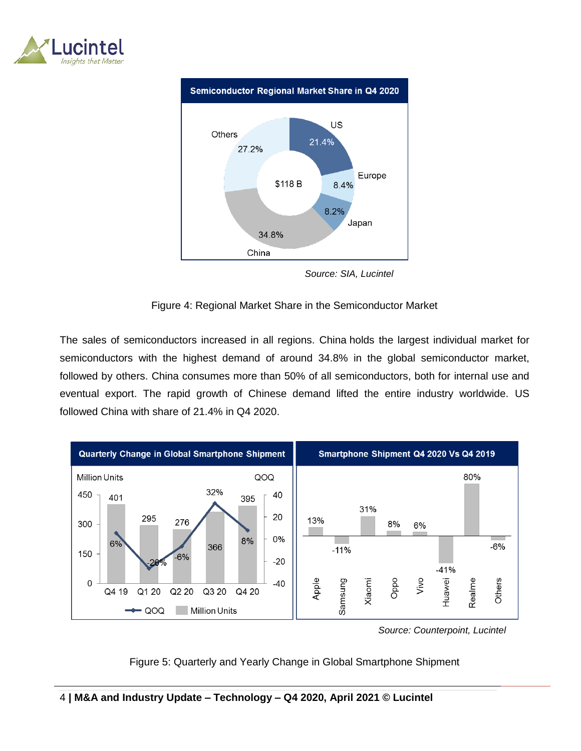Source: SIA, Lucintel

Figure 4: Regional Market Share in the Semiconductor Market

The sales of semiconductors increased in all regions. China holds the largest individual market for semiconductors with the highest demand of around 34.8% in the global semiconductor market, followed by others. China consumes more than 50% of all semiconductors, both for internal use and eventual export. The rapid growth of Chinese demand lifted the entire industry worldwide. US followed China with share of 21.4% in Q4 2020.

Source: Counterpoint, Lucintel

Figure 5: Quarterly and Yearly Change in Global Smartphone Shipment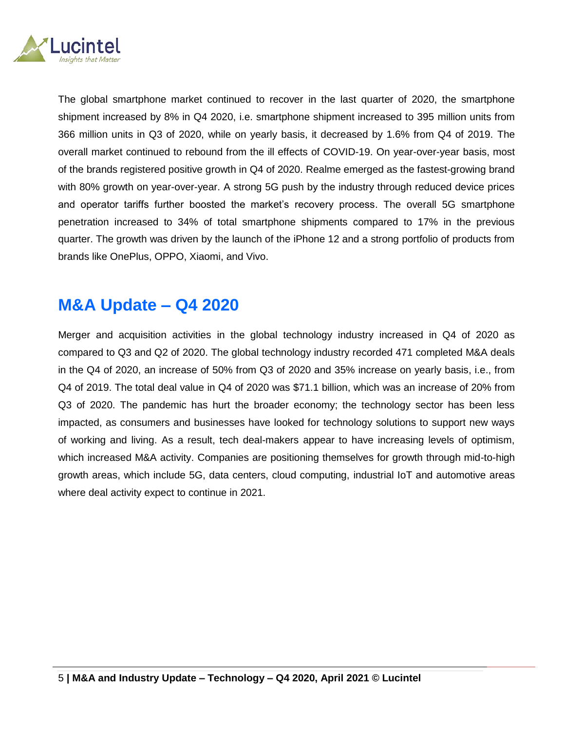The global smartphone market continued to recover in the last quarter of 2020, the smartphone shipment increased by 8% in Q4 2020, i.e. smartphone shipment increased to 395 million units from 366 million units in Q3 of 2020, while on yearly basis, it decreased by 1.6% from Q4 of 2019. The overall market continued to rebound from the ill effects of COVID-19. On year-over-year basis, most of the brands registered positive growth in Q4 of 2020. Realme emerged as the fastest-growing brand with 80% growth on year-over-year. A strong 5G push by the industry through reduced device prices and operator tariffs further boosted the market's recovery process. The overall 5G smartphone penetration increased to 34% of total smartphone shipments compared to 17% in the previous quarter. The growth was driven by the launch of the iPhone 12 and a strong portfolio of products from brands like OnePlus, OPPO, Xiaomi, and Vivo.

## M&A Update – Q4 2020

Merger and acquisition activities in the global technology industry increased in Q4 of 2020 as compared to Q3 and Q2 of 2020. The global technology industry recorded 471 completed M&A deals in the Q4 of 2020, an increase of 50% from Q3 of 2020 and 35% increase on yearly basis, i.e., from Q4 of 2019. The total deal value in Q4 of 2020 was $71.1 billion, which was an increase of 20% from Q3 of 2020. The pandemic has hurt the broader economy; the technology sector has been less impacted, as consumers and businesses have looked for technology solutions to support new ways of working and living. As a result, tech deal-makers appear to have increasing levels of optimism, which increased M&A activity. Companies are positioning themselves for growth through mid-to-high growth areas, which include 5G, data centers, cloud computing, industrial IoT and automotive areas where deal activity expect to continue in 2021.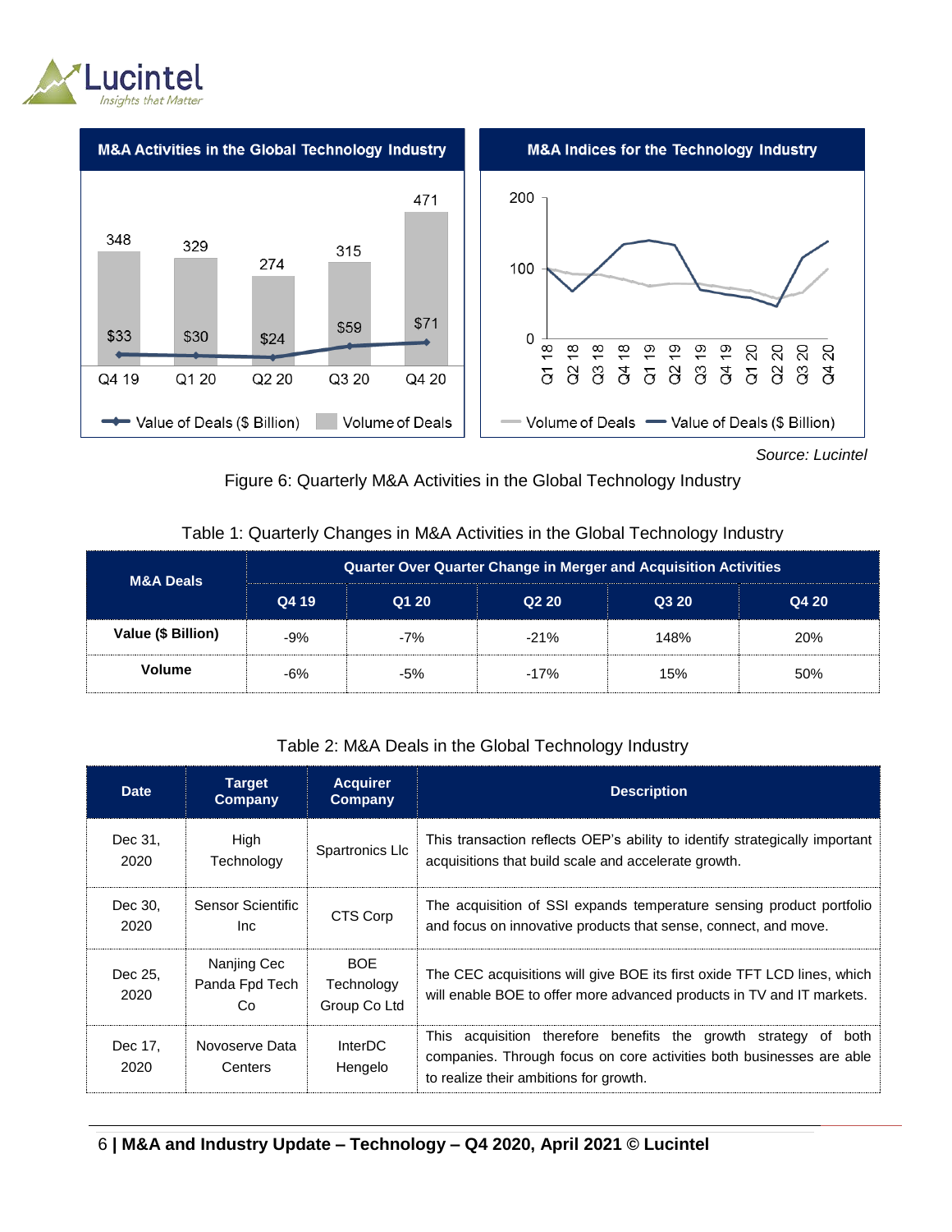**M&A Activities in the Global Technology Industry**

| | Q4 19 | Q1 20 | Q2 20 | Q3 20 | Q4 20 |
|---|---|---|---|---|---|
| Volume of Deals | 348 | 329 | 274 | 315 | 471 |
| Value of Deals ($ Billion) | $33 | $30 | $24 | $59 | $71 |

**M&A Indices for the Technology Industry**

Source: Lucintel

Figure 6: Quarterly M&A Activities in the Global Technology Industry

Table 1: Quarterly Changes in M&A Activities in the Global Technology Industry

| M&A Deals | Quarter Over Quarter Change in Merger and Acquisition Activities | | | | |
|---|---|---|---|---|---|
| | Q4 19 | Q1 20 | Q2 20 | Q3 20 | Q4 20 |
| Value ($ Billion) | -9% | -7% | -21% | 148% | 20% |
| Volume | -6% | -5% | -17% | 15% | 50% |

Table 2: M&A Deals in the Global Technology Industry

| Date | Target Company | Acquirer Company | Description |
|---|---|---|---|
| Dec 31, 2020 | High Technology | Spartronics Llc | This transaction reflects OEP's ability to identify strategically important acquisitions that build scale and accelerate growth. |
| Dec 30, 2020 | Sensor Scientific Inc | CTS Corp | The acquisition of SSI expands temperature sensing product portfolio and focus on innovative products that sense, connect, and move. |
| Dec 25, 2020 | Nanjing Cec Panda Fpd Tech Co | BOE Technology Group Co Ltd | The CEC acquisitions will give BOE its first oxide TFT LCD lines, which will enable BOE to offer more advanced products in TV and IT markets. |
| Dec 17, 2020 | Novoserve Data Centers | InterDC Hengelo | This acquisition therefore benefits the growth strategy of both companies. Through focus on core activities both businesses are able to realize their ambitions for growth. |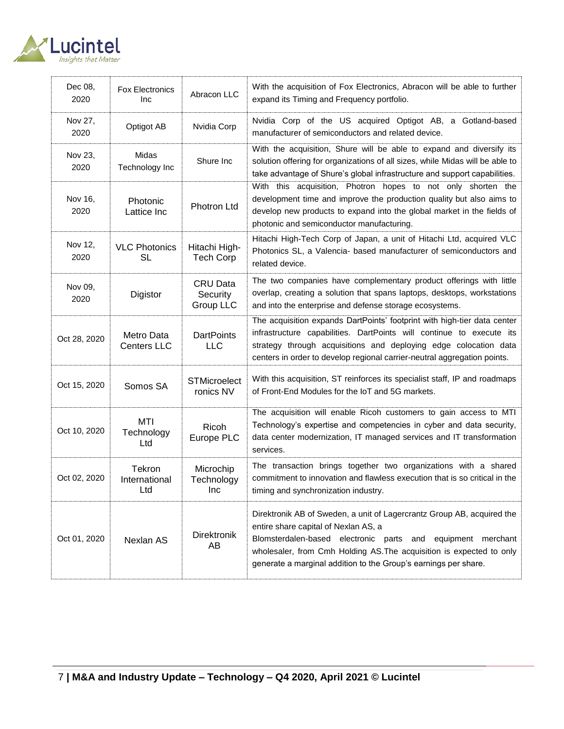| Dec 08, 2020 | Fox Electronics Inc | Abracon LLC | With the acquisition of Fox Electronics, Abracon will be able to further expand its Timing and Frequency portfolio. |
|---|---|---|---|
| Nov 27, 2020 | Optigot AB | Nvidia Corp | Nvidia Corp of the US acquired Optigot AB, a Gotland-based manufacturer of semiconductors and related device. |
| Nov 23, 2020 | Midas Technology Inc | Shure Inc | With the acquisition, Shure will be able to expand and diversify its solution offering for organizations of all sizes, while Midas will be able to take advantage of Shure's global infrastructure and support capabilities. |
| Nov 16, 2020 | Photonic Lattice Inc | Photron Ltd | With this acquisition, Photron hopes to not only shorten the development time and improve the production quality but also aims to develop new products to expand into the global market in the fields of photonic and semiconductor manufacturing. |
| Nov 12, 2020 | VLC Photonics SL | Hitachi High-Tech Corp | Hitachi High-Tech Corp of Japan, a unit of Hitachi Ltd, acquired VLC Photonics SL, a Valencia- based manufacturer of semiconductors and related device. |
| Nov 09, 2020 | Digistor | CRU Data Security Group LLC | The two companies have complementary product offerings with little overlap, creating a solution that spans laptops, desktops, workstations and into the enterprise and defense storage ecosystems. |
| Oct 28, 2020 | Metro Data Centers LLC | DartPoints LLC | The acquisition expands DartPoints' footprint with high-tier data center infrastructure capabilities. DartPoints will continue to execute its strategy through acquisitions and deploying edge colocation data centers in order to develop regional carrier-neutral aggregation points. |
| Oct 15, 2020 | Somos SA | STMicroelectronics NV | With this acquisition, ST reinforces its specialist staff, IP and roadmaps of Front-End Modules for the IoT and 5G markets. |
| Oct 10, 2020 | MTI Technology Ltd | Ricoh Europe PLC | The acquisition will enable Ricoh customers to gain access to MTI Technology's expertise and competencies in cyber and data security, data center modernization, IT managed services and IT transformation services. |
| Oct 02, 2020 | Tekron International Ltd | Microchip Technology Inc | The transaction brings together two organizations with a shared commitment to innovation and flawless execution that is so critical in the timing and synchronization industry. |
| Oct 01, 2020 | Nexlan AS | Direktronik AB | Direktronik AB of Sweden, a unit of Lagercrantz Group AB, acquired the entire share capital of Nexlan AS, a Blomsterdalen-based electronic parts and equipment merchant wholesaler, from Cmh Holding AS.The acquisition is expected to only generate a marginal addition to the Group's earnings per share. |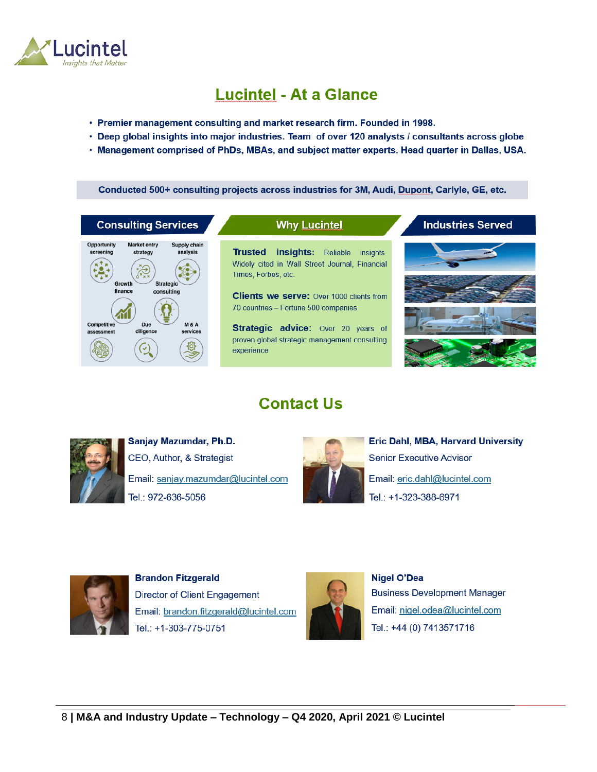Lucintel
*Insights that Matter*

# Lucintel - At a Glance

- Premier management consulting and market research firm. Founded in 1998.
- Deep global insights into major industries. Team of over 120 analysts / consultants across globe
- Management comprised of PhDs, MBAs, and subject matter experts. Head quarter in Dallas, USA.

**Conducted 500+ consulting projects across industries for 3M, Audi, Dupont, Carlyle, GE, etc.**

## Consulting Services

Opportunity screening
Market entry strategy
Supply chain analysis
Growth finance
Strategic consulting
Competitive assessment
Due diligence
M & A services

## Why Lucintel

**Trusted insights:** Reliable insights. Widely cited in Wall Street Journal, Financial Times, Forbes, etc.

**Clients we serve:** Over 1000 clients from 70 countries – Fortune 500 companies

**Strategic advice:** Over 20 years of proven global strategic management consulting experience

## Industries Served

# Contact Us

**Sanjay Mazumdar, Ph.D.**
CEO, Author, & Strategist
Email: sanjay.mazumdar@lucintel.com
Tel.: 972-636-5056

**Eric Dahl, MBA, Harvard University**
Senior Executive Advisor
Email: eric.dahl@lucintel.com
Tel.: +1-323-388-6971

**Brandon Fitzgerald**
Director of Client Engagement
Email: brandon.fitzgerald@lucintel.com
Tel.: +1-303-775-0751

**Nigel O'Dea**
Business Development Manager
Email: nigel.odea@lucintel.com
Tel.: +44 (0) 7413571716